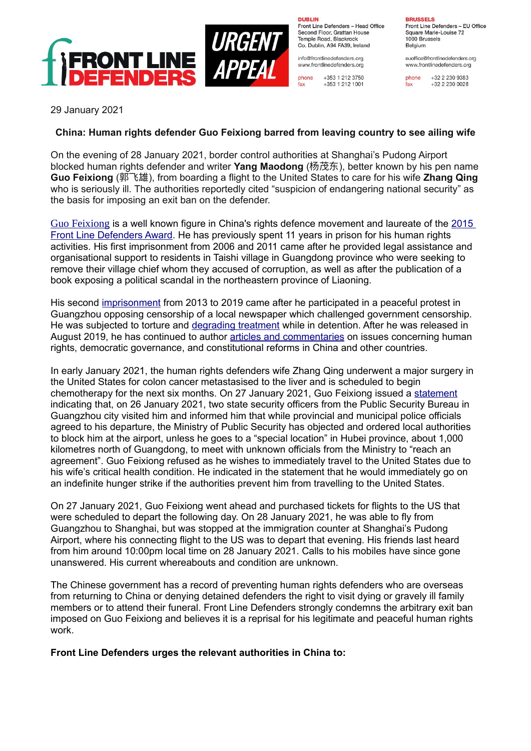FRONT LINE DEFENDERS

URGENT APPEAL

**DUBLIN**
Front Line Defenders – Head Office
Second Floor, Grattan House
Temple Road, Blackrock
Co. Dublin, A94 FA39, Ireland

info@frontlinedefenders.org
www.frontlinedefenders.org

phone +353 1 212 3750
fax +353 1 212 1001

**BRUSSELS**
Front Line Defenders – EU Office
Square Marie-Louise 72
1000 Brussels
Belgium

euoffice@frontlinedefenders.org
www.frontlinedefenders.org

phone +32 2 230 9383
fax +32 2 230 0028

29 January 2021

## China: Human rights defender Guo Feixiong barred from leaving country to see ailing wife

On the evening of 28 January 2021, border control authorities at Shanghai's Pudong Airport blocked human rights defender and writer **Yang Maodong** (杨茂东), better known by his pen name **Guo Feixiong** (郭飞雄), from boarding a flight to the United States to care for his wife **Zhang Qing** who is seriously ill. The authorities reportedly cited "suspicion of endangering national security" as the basis for imposing an exit ban on the defender.

Guo Feixiong is a well known figure in China's rights defence movement and laureate of the 2015 Front Line Defenders Award. He has previously spent 11 years in prison for his human rights activities. His first imprisonment from 2006 and 2011 came after he provided legal assistance and organisational support to residents in Taishi village in Guangdong province who were seeking to remove their village chief whom they accused of corruption, as well as after the publication of a book exposing a political scandal in the northeastern province of Liaoning.

His second imprisonment from 2013 to 2019 came after he participated in a peaceful protest in Guangzhou opposing censorship of a local newspaper which challenged government censorship. He was subjected to torture and degrading treatment while in detention. After he was released in August 2019, he has continued to author articles and commentaries on issues concerning human rights, democratic governance, and constitutional reforms in China and other countries.

In early January 2021, the human rights defenders wife Zhang Qing underwent a major surgery in the United States for colon cancer metastasised to the liver and is scheduled to begin chemotherapy for the next six months. On 27 January 2021, Guo Feixiong issued a statement indicating that, on 26 January 2021, two state security officers from the Public Security Bureau in Guangzhou city visited him and informed him that while provincial and municipal police officials agreed to his departure, the Ministry of Public Security has objected and ordered local authorities to block him at the airport, unless he goes to a "special location" in Hubei province, about 1,000 kilometres north of Guangdong, to meet with unknown officials from the Ministry to "reach an agreement". Guo Feixiong refused as he wishes to immediately travel to the United States due to his wife's critical health condition. He indicated in the statement that he would immediately go on an indefinite hunger strike if the authorities prevent him from travelling to the United States.

On 27 January 2021, Guo Feixiong went ahead and purchased tickets for flights to the US that were scheduled to depart the following day. On 28 January 2021, he was able to fly from Guangzhou to Shanghai, but was stopped at the immigration counter at Shanghai's Pudong Airport, where his connecting flight to the US was to depart that evening. His friends last heard from him around 10:00pm local time on 28 January 2021. Calls to his mobiles have since gone unanswered. His current whereabouts and condition are unknown.

The Chinese government has a record of preventing human rights defenders who are overseas from returning to China or denying detained defenders the right to visit dying or gravely ill family members or to attend their funeral. Front Line Defenders strongly condemns the arbitrary exit ban imposed on Guo Feixiong and believes it is a reprisal for his legitimate and peaceful human rights work.

**Front Line Defenders urges the relevant authorities in China to:**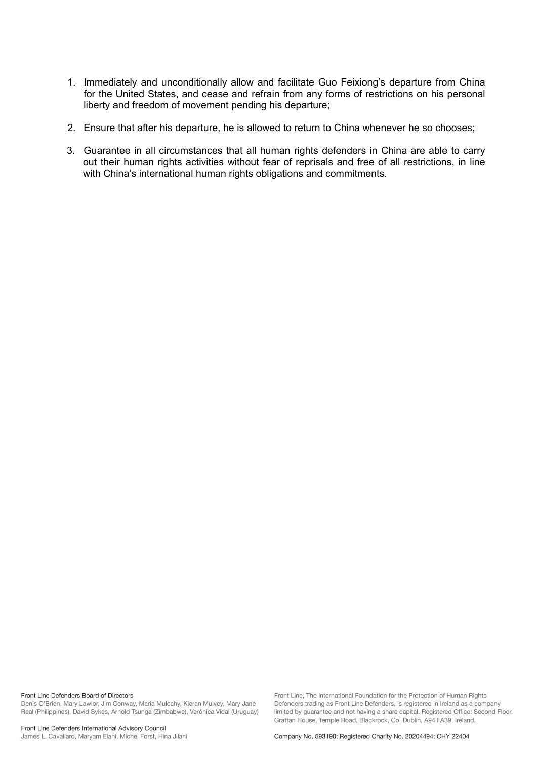1. Immediately and unconditionally allow and facilitate Guo Feixiong's departure from China for the United States, and cease and refrain from any forms of restrictions on his personal liberty and freedom of movement pending his departure;

2. Ensure that after his departure, he is allowed to return to China whenever he so chooses;

3. Guarantee in all circumstances that all human rights defenders in China are able to carry out their human rights activities without fear of reprisals and free of all restrictions, in line with China's international human rights obligations and commitments.

Front Line Defenders Board of Directors
Denis O'Brien, Mary Lawlor, Jim Conway, Maria Mulcahy, Kieran Mulvey, Mary Jane Real (Philippines), David Sykes, Arnold Tsunga (Zimbabwe), Verónica Vidal (Uruguay)

Front Line Defenders International Advisory Council
James L. Cavallaro, Maryam Elahi, Michel Forst, Hina Jilani

Front Line, The International Foundation for the Protection of Human Rights Defenders trading as Front Line Defenders, is registered in Ireland as a company limited by guarantee and not having a share capital. Registered Office: Second Floor, Grattan House, Temple Road, Blackrock, Co. Dublin, A94 FA39, Ireland.

Company No. 593190; Registered Charity No. 20204494; CHY 22404